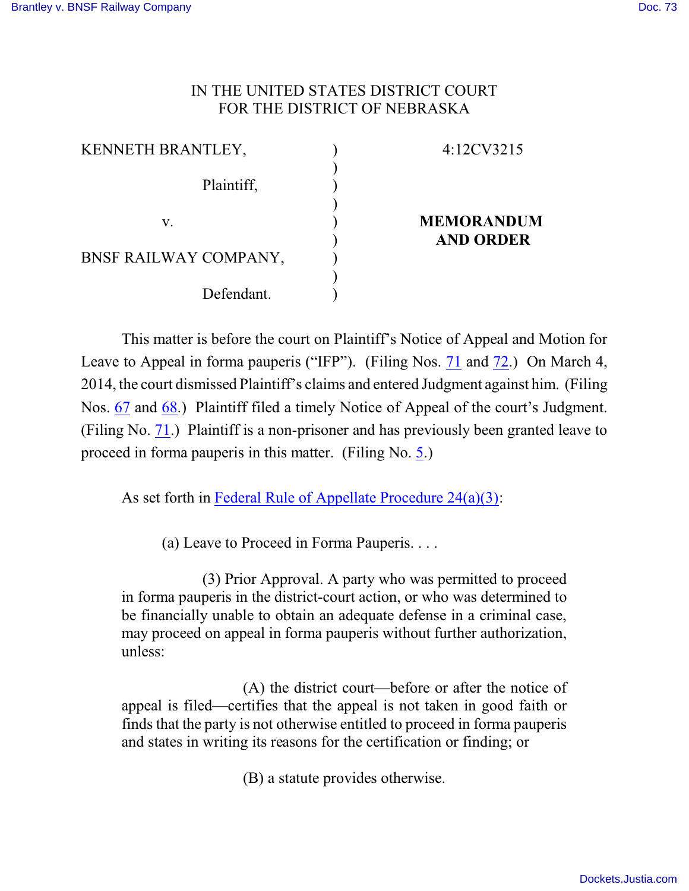IN THE UNITED STATES DISTRICT COURT
FOR THE DISTRICT OF NEBRASKA

| | | |
|---|---|---|
| KENNETH BRANTLEY, | ) | 4:12CV3215 |
| Plaintiff, | ) | |
| v. | ) | **MEMORANDUM AND ORDER** |
| BNSF RAILWAY COMPANY, | ) | |
| Defendant. | ) | |

This matter is before the court on Plaintiff's Notice of Appeal and Motion for Leave to Appeal in forma pauperis ("IFP"). (Filing Nos. 71 and 72.) On March 4, 2014, the court dismissed Plaintiff's claims and entered Judgment against him. (Filing Nos. 67 and 68.) Plaintiff filed a timely Notice of Appeal of the court's Judgment. (Filing No. 71.) Plaintiff is a non-prisoner and has previously been granted leave to proceed in forma pauperis in this matter. (Filing No. 5.)

As set forth in Federal Rule of Appellate Procedure 24(a)(3):

> (a) Leave to Proceed in Forma Pauperis. . . .
>
> (3) Prior Approval. A party who was permitted to proceed in forma pauperis in the district-court action, or who was determined to be financially unable to obtain an adequate defense in a criminal case, may proceed on appeal in forma pauperis without further authorization, unless:
>
> (A) the district court—before or after the notice of appeal is filed—certifies that the appeal is not taken in good faith or finds that the party is not otherwise entitled to proceed in forma pauperis and states in writing its reasons for the certification or finding; or
>
> (B) a statute provides otherwise.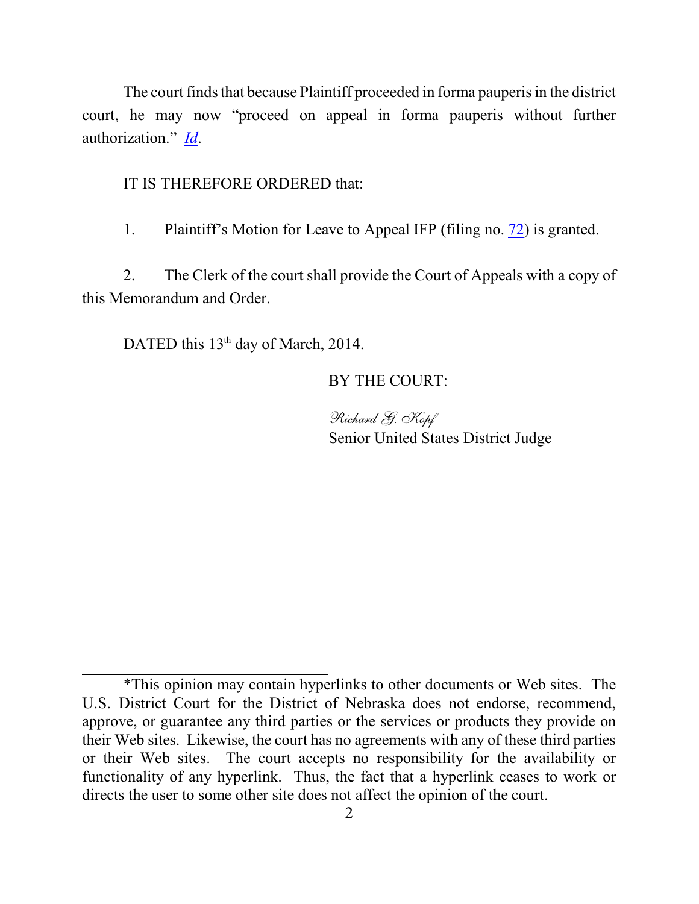The court finds that because Plaintiff proceeded in forma pauperis in the district court, he may now "proceed on appeal in forma pauperis without further authorization." *Id*.

IT IS THEREFORE ORDERED that:

1. Plaintiff's Motion for Leave to Appeal IFP (filing no. 72) is granted.

2. The Clerk of the court shall provide the Court of Appeals with a copy of this Memorandum and Order.

DATED this 13th day of March, 2014.

BY THE COURT:

*Richard G. Kopf*
Senior United States District Judge

---

*This opinion may contain hyperlinks to other documents or Web sites. The U.S. District Court for the District of Nebraska does not endorse, recommend, approve, or guarantee any third parties or the services or products they provide on their Web sites. Likewise, the court has no agreements with any of these third parties or their Web sites. The court accepts no responsibility for the availability or functionality of any hyperlink. Thus, the fact that a hyperlink ceases to work or directs the user to some other site does not affect the opinion of the court.